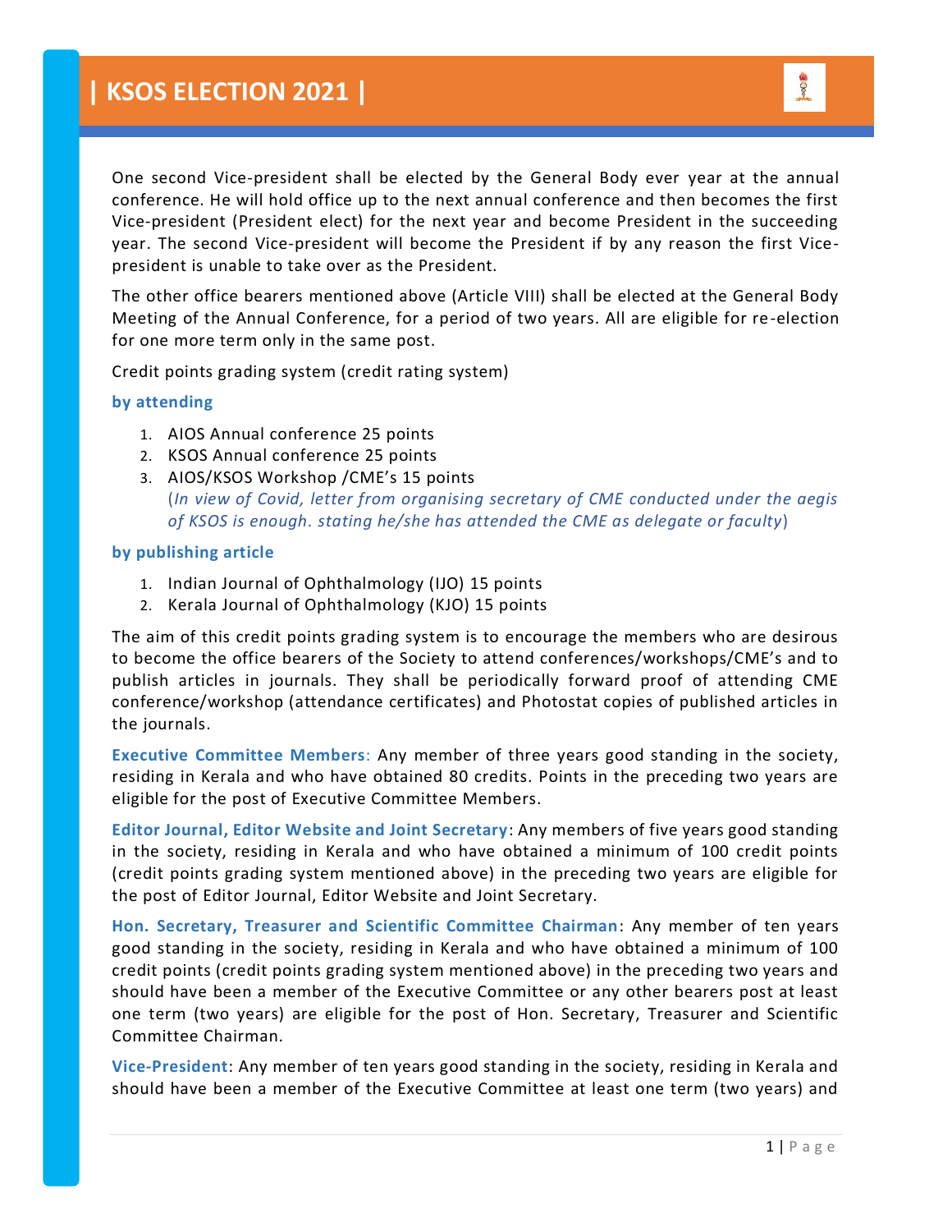# | KSOS ELECTION 2021 |

One second Vice-president shall be elected by the General Body ever year at the annual conference. He will hold office up to the next annual conference and then becomes the first Vice-president (President elect) for the next year and become President in the succeeding year. The second Vice-president will become the President if by any reason the first Vice-president is unable to take over as the President.

The other office bearers mentioned above (Article VIII) shall be elected at the General Body Meeting of the Annual Conference, for a period of two years. All are eligible for re-election for one more term only in the same post.

Credit points grading system (credit rating system)

**by attending**

1. AIOS Annual conference 25 points
2. KSOS Annual conference 25 points
3. AIOS/KSOS Workshop /CME's 15 points
   (*In view of Covid, letter from organising secretary of CME conducted under the aegis of KSOS is enough. stating he/she has attended the CME as delegate or faculty*)

**by publishing article**

1. Indian Journal of Ophthalmology (IJO) 15 points
2. Kerala Journal of Ophthalmology (KJO) 15 points

The aim of this credit points grading system is to encourage the members who are desirous to become the office bearers of the Society to attend conferences/workshops/CME's and to publish articles in journals. They shall be periodically forward proof of attending CME conference/workshop (attendance certificates) and Photostat copies of published articles in the journals.

**Executive Committee Members**: Any member of three years good standing in the society, residing in Kerala and who have obtained 80 credits. Points in the preceding two years are eligible for the post of Executive Committee Members.

**Editor Journal, Editor Website and Joint Secretary**: Any members of five years good standing in the society, residing in Kerala and who have obtained a minimum of 100 credit points (credit points grading system mentioned above) in the preceding two years are eligible for the post of Editor Journal, Editor Website and Joint Secretary.

**Hon. Secretary, Treasurer and Scientific Committee Chairman**: Any member of ten years good standing in the society, residing in Kerala and who have obtained a minimum of 100 credit points (credit points grading system mentioned above) in the preceding two years and should have been a member of the Executive Committee or any other bearers post at least one term (two years) are eligible for the post of Hon. Secretary, Treasurer and Scientific Committee Chairman.

**Vice-President**: Any member of ten years good standing in the society, residing in Kerala and should have been a member of the Executive Committee at least one term (two years) and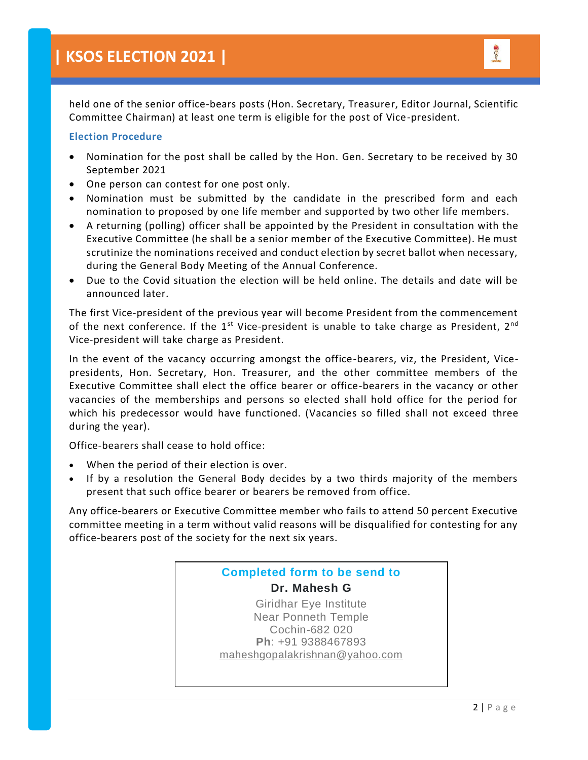held one of the senior office-bears posts (Hon. Secretary, Treasurer, Editor Journal, Scientific Committee Chairman) at least one term is eligible for the post of Vice-president.

### Election Procedure

- Nomination for the post shall be called by the Hon. Gen. Secretary to be received by 30 September 2021
- One person can contest for one post only.
- Nomination must be submitted by the candidate in the prescribed form and each nomination to proposed by one life member and supported by two other life members.
- A returning (polling) officer shall be appointed by the President in consultation with the Executive Committee (he shall be a senior member of the Executive Committee). He must scrutinize the nominations received and conduct election by secret ballot when necessary, during the General Body Meeting of the Annual Conference.
- Due to the Covid situation the election will be held online. The details and date will be announced later.

The first Vice-president of the previous year will become President from the commencement of the next conference. If the 1st Vice-president is unable to take charge as President, 2nd Vice-president will take charge as President.

In the event of the vacancy occurring amongst the office-bearers, viz, the President, Vice-presidents, Hon. Secretary, Hon. Treasurer, and the other committee members of the Executive Committee shall elect the office bearer or office-bearers in the vacancy or other vacancies of the memberships and persons so elected shall hold office for the period for which his predecessor would have functioned. (Vacancies so filled shall not exceed three during the year).

Office-bearers shall cease to hold office:

- When the period of their election is over.
- If by a resolution the General Body decides by a two thirds majority of the members present that such office bearer or bearers be removed from office.

Any office-bearers or Executive Committee member who fails to attend 50 percent Executive committee meeting in a term without valid reasons will be disqualified for contesting for any office-bearers post of the society for the next six years.

**Completed form to be send to**

**Dr. Mahesh G**

Giridhar Eye Institute
Near Ponneth Temple
Cochin-682 020
**Ph**: +91 9388467893
maheshgopalakrishnan@yahoo.com